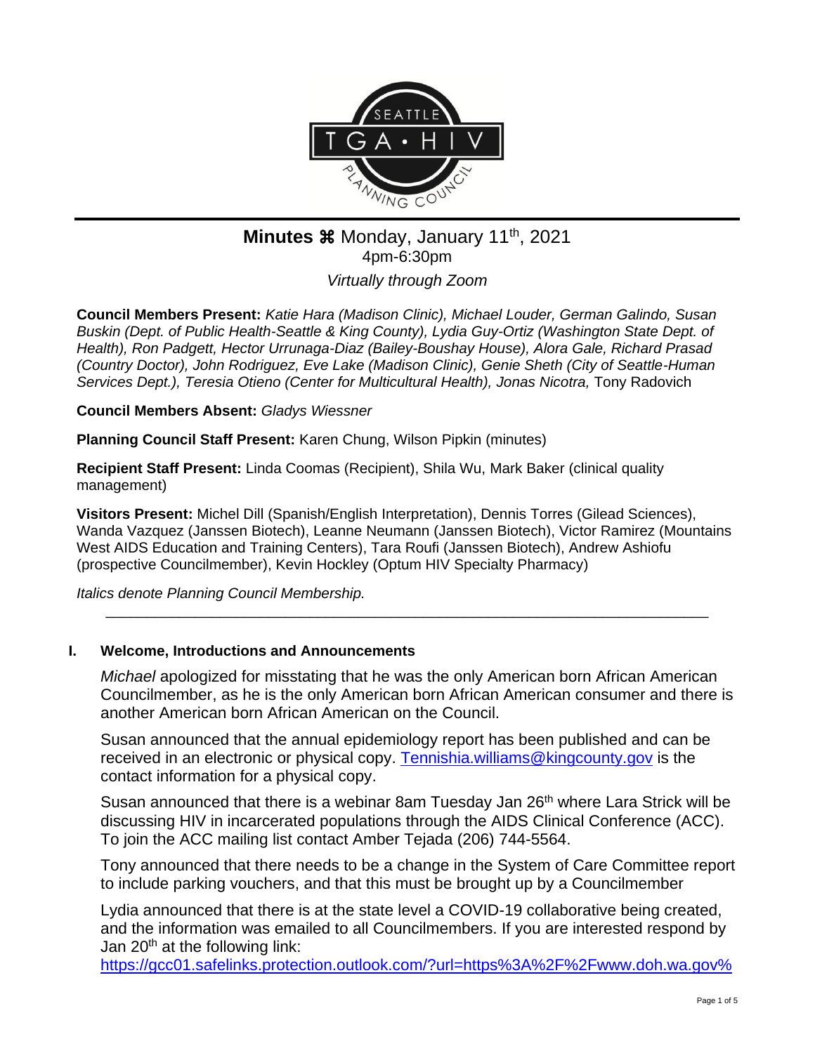**Minutes ⌘** Monday, January 11th, 2021
4pm-6:30pm
*Virtually through Zoom*

**Council Members Present:** *Katie Hara (Madison Clinic), Michael Louder, German Galindo, Susan Buskin (Dept. of Public Health-Seattle & King County), Lydia Guy-Ortiz (Washington State Dept. of Health), Ron Padgett, Hector Urrunaga-Diaz (Bailey-Boushay House), Alora Gale, Richard Prasad (Country Doctor), John Rodriguez, Eve Lake (Madison Clinic), Genie Sheth (City of Seattle-Human Services Dept.), Teresia Otieno (Center for Multicultural Health), Jonas Nicotra,* Tony Radovich

**Council Members Absent:** *Gladys Wiessner*

**Planning Council Staff Present:** Karen Chung, Wilson Pipkin (minutes)

**Recipient Staff Present:** Linda Coomas (Recipient), Shila Wu, Mark Baker (clinical quality management)

**Visitors Present:** Michel Dill (Spanish/English Interpretation), Dennis Torres (Gilead Sciences), Wanda Vazquez (Janssen Biotech), Leanne Neumann (Janssen Biotech), Victor Ramirez (Mountains West AIDS Education and Training Centers), Tara Roufi (Janssen Biotech), Andrew Ashiofu (prospective Councilmember), Kevin Hockley (Optum HIV Specialty Pharmacy)

*Italics denote Planning Council Membership.*

---

## I. Welcome, Introductions and Announcements

*Michael* apologized for misstating that he was the only American born African American Councilmember, as he is the only American born African American consumer and there is another American born African American on the Council.

Susan announced that the annual epidemiology report has been published and can be received in an electronic or physical copy. Tennishia.williams@kingcounty.gov is the contact information for a physical copy.

Susan announced that there is a webinar 8am Tuesday Jan 26th where Lara Strick will be discussing HIV in incarcerated populations through the AIDS Clinical Conference (ACC). To join the ACC mailing list contact Amber Tejada (206) 744-5564.

Tony announced that there needs to be a change in the System of Care Committee report to include parking vouchers, and that this must be brought up by a Councilmember

Lydia announced that there is at the state level a COVID-19 collaborative being created, and the information was emailed to all Councilmembers. If you are interested respond by Jan 20th at the following link:
https://gcc01.safelinks.protection.outlook.com/?url=https%3A%2F%2Fwww.doh.wa.gov%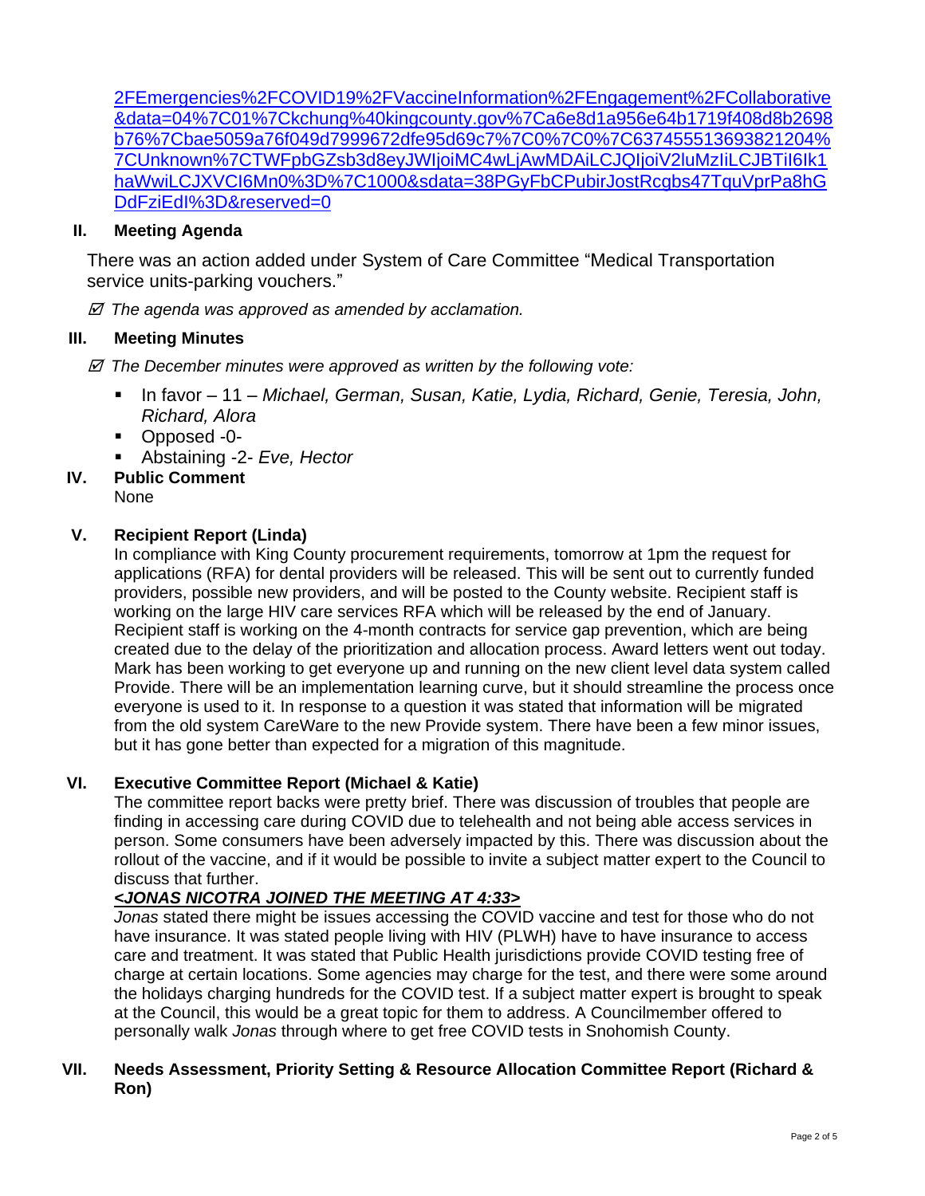2FEmergencies%2FCOVID19%2FVaccineInformation%2FEngagement%2FCollaborative&data=04%7C01%7Ckchung%40kingcounty.gov%7Ca6e8d1a956e64b1719f408d8b2698b76%7Cbae5059a76f049d7999672dfe95d69c7%7C0%7C0%7C637455513693821204%7CUnknown%7CTWFpbGZsb3d8eyJWIjoiMC4wLjAwMDAiLCJQIjoiV2luMzIiLCJBTiI6Ik1haWwiLCJXVCI6Mn0%3D%7C1000&sdata=38PGyFbCPubirJostRcgbs47TquVprPa8hGDdFziEdI%3D&reserved=0

## II. Meeting Agenda

There was an action added under System of Care Committee "Medical Transportation service units-parking vouchers."

☑ *The agenda was approved as amended by acclamation.*

## III. Meeting Minutes

☑ *The December minutes were approved as written by the following vote:*

- In favor – 11 – *Michael, German, Susan, Katie, Lydia, Richard, Genie, Teresia, John, Richard, Alora*
- Opposed -0-
- Abstaining -2- *Eve, Hector*

## IV. Public Comment

None

## V. Recipient Report (Linda)

In compliance with King County procurement requirements, tomorrow at 1pm the request for applications (RFA) for dental providers will be released. This will be sent out to currently funded providers, possible new providers, and will be posted to the County website. Recipient staff is working on the large HIV care services RFA which will be released by the end of January. Recipient staff is working on the 4-month contracts for service gap prevention, which are being created due to the delay of the prioritization and allocation process. Award letters went out today. Mark has been working to get everyone up and running on the new client level data system called Provide. There will be an implementation learning curve, but it should streamline the process once everyone is used to it. In response to a question it was stated that information will be migrated from the old system CareWare to the new Provide system. There have been a few minor issues, but it has gone better than expected for a migration of this magnitude.

## VI. Executive Committee Report (Michael & Katie)

The committee report backs were pretty brief. There was discussion of troubles that people are finding in accessing care during COVID due to telehealth and not being able access services in person. Some consumers have been adversely impacted by this. There was discussion about the rollout of the vaccine, and if it would be possible to invite a subject matter expert to the Council to discuss that further.

***<JONAS NICOTRA JOINED THE MEETING AT 4:33>***

*Jonas* stated there might be issues accessing the COVID vaccine and test for those who do not have insurance. It was stated people living with HIV (PLWH) have to have insurance to access care and treatment. It was stated that Public Health jurisdictions provide COVID testing free of charge at certain locations. Some agencies may charge for the test, and there were some around the holidays charging hundreds for the COVID test. If a subject matter expert is brought to speak at the Council, this would be a great topic for them to address. A Councilmember offered to personally walk *Jonas* through where to get free COVID tests in Snohomish County.

## VII. Needs Assessment, Priority Setting & Resource Allocation Committee Report (Richard & Ron)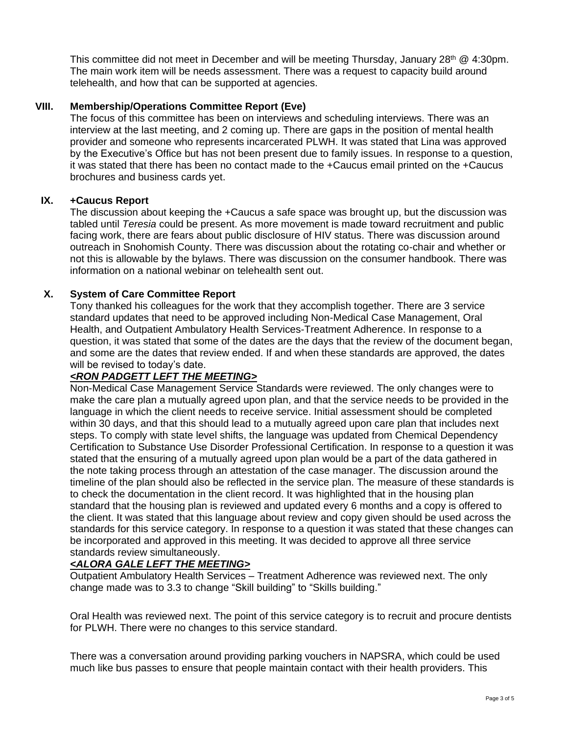This committee did not meet in December and will be meeting Thursday, January 28th @ 4:30pm. The main work item will be needs assessment. There was a request to capacity build around telehealth, and how that can be supported at agencies.

## VIII. Membership/Operations Committee Report (Eve)

The focus of this committee has been on interviews and scheduling interviews. There was an interview at the last meeting, and 2 coming up. There are gaps in the position of mental health provider and someone who represents incarcerated PLWH. It was stated that Lina was approved by the Executive's Office but has not been present due to family issues. In response to a question, it was stated that there has been no contact made to the +Caucus email printed on the +Caucus brochures and business cards yet.

## IX. +Caucus Report

The discussion about keeping the +Caucus a safe space was brought up, but the discussion was tabled until *Teresia* could be present. As more movement is made toward recruitment and public facing work, there are fears about public disclosure of HIV status. There was discussion around outreach in Snohomish County. There was discussion about the rotating co-chair and whether or not this is allowable by the bylaws. There was discussion on the consumer handbook. There was information on a national webinar on telehealth sent out.

## X. System of Care Committee Report

Tony thanked his colleagues for the work that they accomplish together. There are 3 service standard updates that need to be approved including Non-Medical Case Management, Oral Health, and Outpatient Ambulatory Health Services-Treatment Adherence. In response to a question, it was stated that some of the dates are the days that the review of the document began, and some are the dates that review ended. If and when these standards are approved, the dates will be revised to today's date.

***<u><RON PADGETT LEFT THE MEETING></u>***

Non-Medical Case Management Service Standards were reviewed. The only changes were to make the care plan a mutually agreed upon plan, and that the service needs to be provided in the language in which the client needs to receive service. Initial assessment should be completed within 30 days, and that this should lead to a mutually agreed upon care plan that includes next steps. To comply with state level shifts, the language was updated from Chemical Dependency Certification to Substance Use Disorder Professional Certification. In response to a question it was stated that the ensuring of a mutually agreed upon plan would be a part of the data gathered in the note taking process through an attestation of the case manager. The discussion around the timeline of the plan should also be reflected in the service plan. The measure of these standards is to check the documentation in the client record. It was highlighted that in the housing plan standard that the housing plan is reviewed and updated every 6 months and a copy is offered to the client. It was stated that this language about review and copy given should be used across the standards for this service category. In response to a question it was stated that these changes can be incorporated and approved in this meeting. It was decided to approve all three service standards review simultaneously.

***<u><ALORA GALE LEFT THE MEETING></u>***

Outpatient Ambulatory Health Services – Treatment Adherence was reviewed next. The only change made was to 3.3 to change "Skill building" to "Skills building."

Oral Health was reviewed next. The point of this service category is to recruit and procure dentists for PLWH. There were no changes to this service standard.

There was a conversation around providing parking vouchers in NAPSRA, which could be used much like bus passes to ensure that people maintain contact with their health providers. This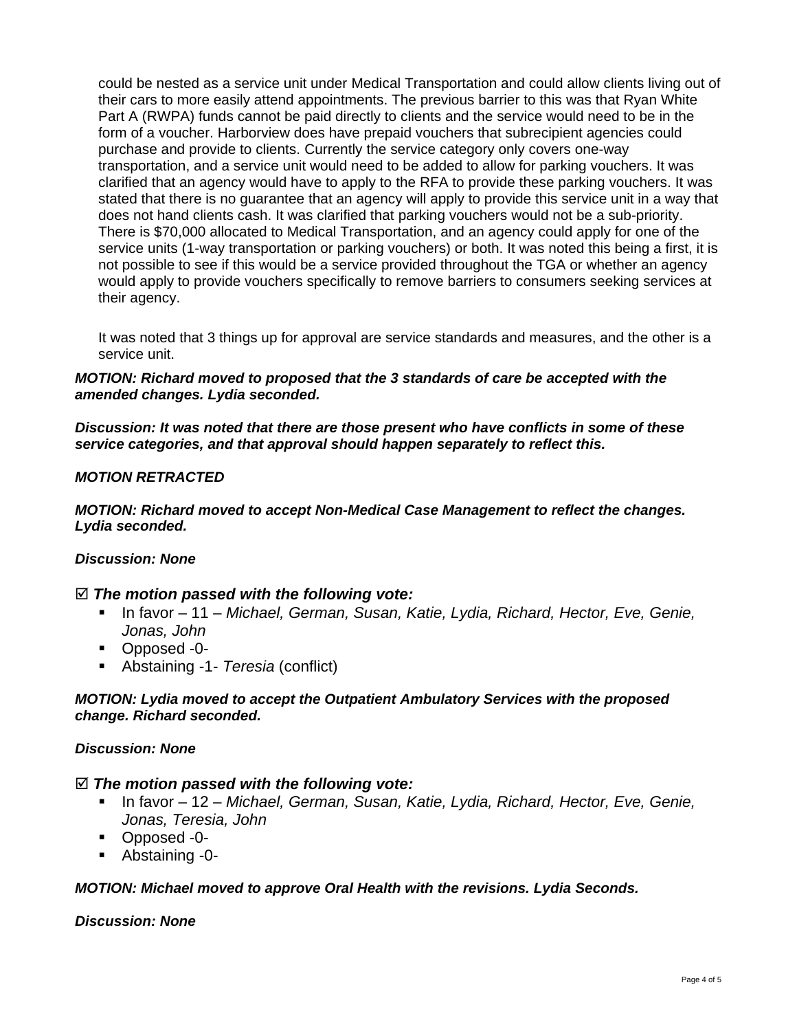could be nested as a service unit under Medical Transportation and could allow clients living out of their cars to more easily attend appointments. The previous barrier to this was that Ryan White Part A (RWPA) funds cannot be paid directly to clients and the service would need to be in the form of a voucher. Harborview does have prepaid vouchers that subrecipient agencies could purchase and provide to clients. Currently the service category only covers one-way transportation, and a service unit would need to be added to allow for parking vouchers. It was clarified that an agency would have to apply to the RFA to provide these parking vouchers. It was stated that there is no guarantee that an agency will apply to provide this service unit in a way that does not hand clients cash. It was clarified that parking vouchers would not be a sub-priority. There is $70,000 allocated to Medical Transportation, and an agency could apply for one of the service units (1-way transportation or parking vouchers) or both. It was noted this being a first, it is not possible to see if this would be a service provided throughout the TGA or whether an agency would apply to provide vouchers specifically to remove barriers to consumers seeking services at their agency.

It was noted that 3 things up for approval are service standards and measures, and the other is a service unit.

***MOTION: Richard moved to proposed that the 3 standards of care be accepted with the amended changes. Lydia seconded.***

***Discussion: It was noted that there are those present who have conflicts in some of these service categories, and that approval should happen separately to reflect this.***

***MOTION RETRACTED***

***MOTION: Richard moved to accept Non-Medical Case Management to reflect the changes. Lydia seconded.***

***Discussion: None***

☑ ***The motion passed with the following vote:***

- In favor – 11 – *Michael, German, Susan, Katie, Lydia, Richard, Hector, Eve, Genie, Jonas, John*
- Opposed -0-
- Abstaining -1- *Teresia* (conflict)

***MOTION: Lydia moved to accept the Outpatient Ambulatory Services with the proposed change. Richard seconded.***

***Discussion: None***

☑ ***The motion passed with the following vote:***

- In favor – 12 – *Michael, German, Susan, Katie, Lydia, Richard, Hector, Eve, Genie, Jonas, Teresia, John*
- Opposed -0-
- Abstaining -0-

***MOTION: Michael moved to approve Oral Health with the revisions. Lydia Seconds.***

***Discussion: None***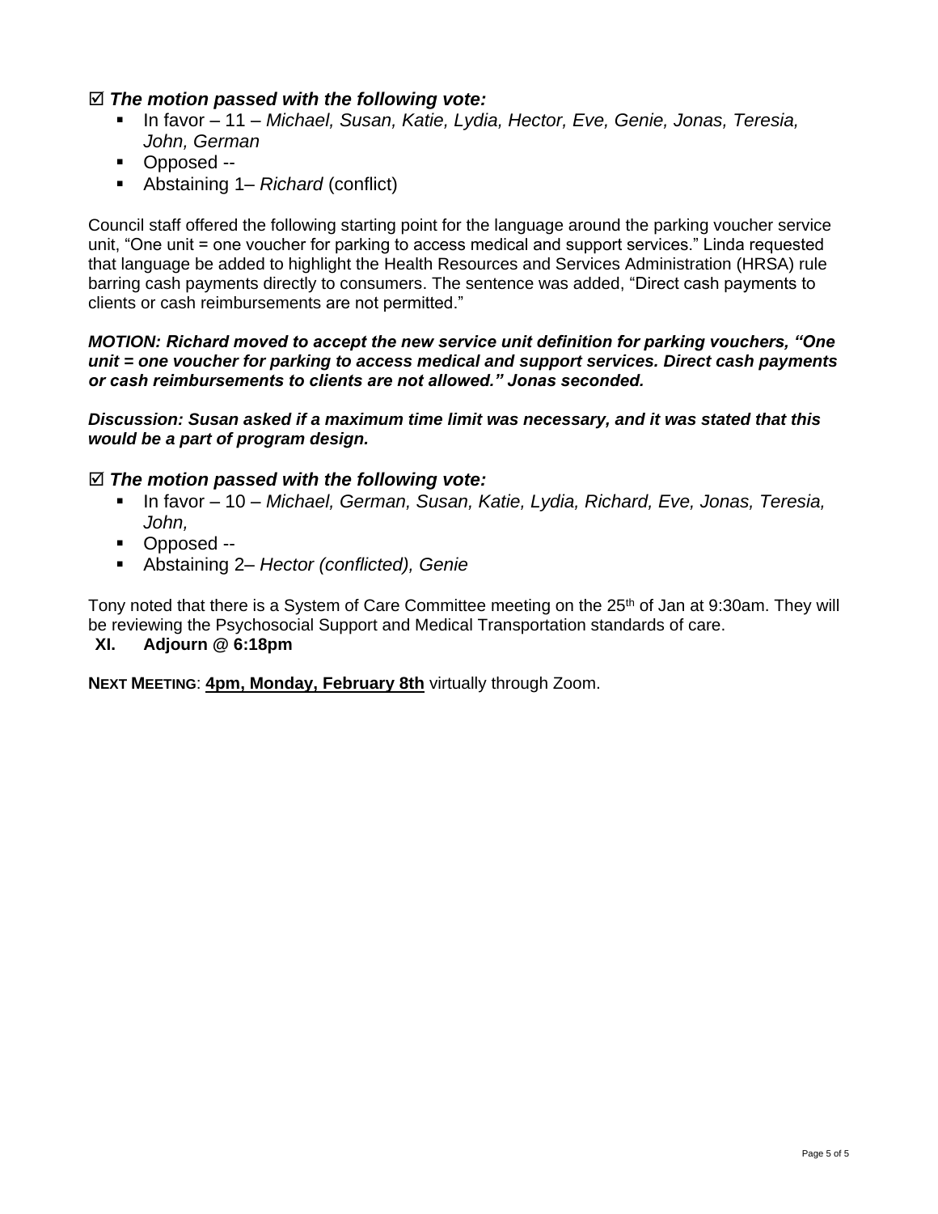☑ ***The motion passed with the following vote:***

- In favor – 11 – *Michael, Susan, Katie, Lydia, Hector, Eve, Genie, Jonas, Teresia, John, German*
- Opposed --
- Abstaining 1– *Richard* (conflict)

Council staff offered the following starting point for the language around the parking voucher service unit, "One unit = one voucher for parking to access medical and support services." Linda requested that language be added to highlight the Health Resources and Services Administration (HRSA) rule barring cash payments directly to consumers. The sentence was added, "Direct cash payments to clients or cash reimbursements are not permitted."

***MOTION: Richard moved to accept the new service unit definition for parking vouchers, "One unit = one voucher for parking to access medical and support services. Direct cash payments or cash reimbursements to clients are not allowed." Jonas seconded.***

***Discussion: Susan asked if a maximum time limit was necessary, and it was stated that this would be a part of program design.***

☑ ***The motion passed with the following vote:***

- In favor – 10 – *Michael, German, Susan, Katie, Lydia, Richard, Eve, Jonas, Teresia, John,*
- Opposed --
- Abstaining 2– *Hector (conflicted), Genie*

Tony noted that there is a System of Care Committee meeting on the 25th of Jan at 9:30am. They will be reviewing the Psychosocial Support and Medical Transportation standards of care.

**XI. Adjourn @ 6:18pm**

**NEXT MEETING**: **4pm, Monday, February 8th** virtually through Zoom.